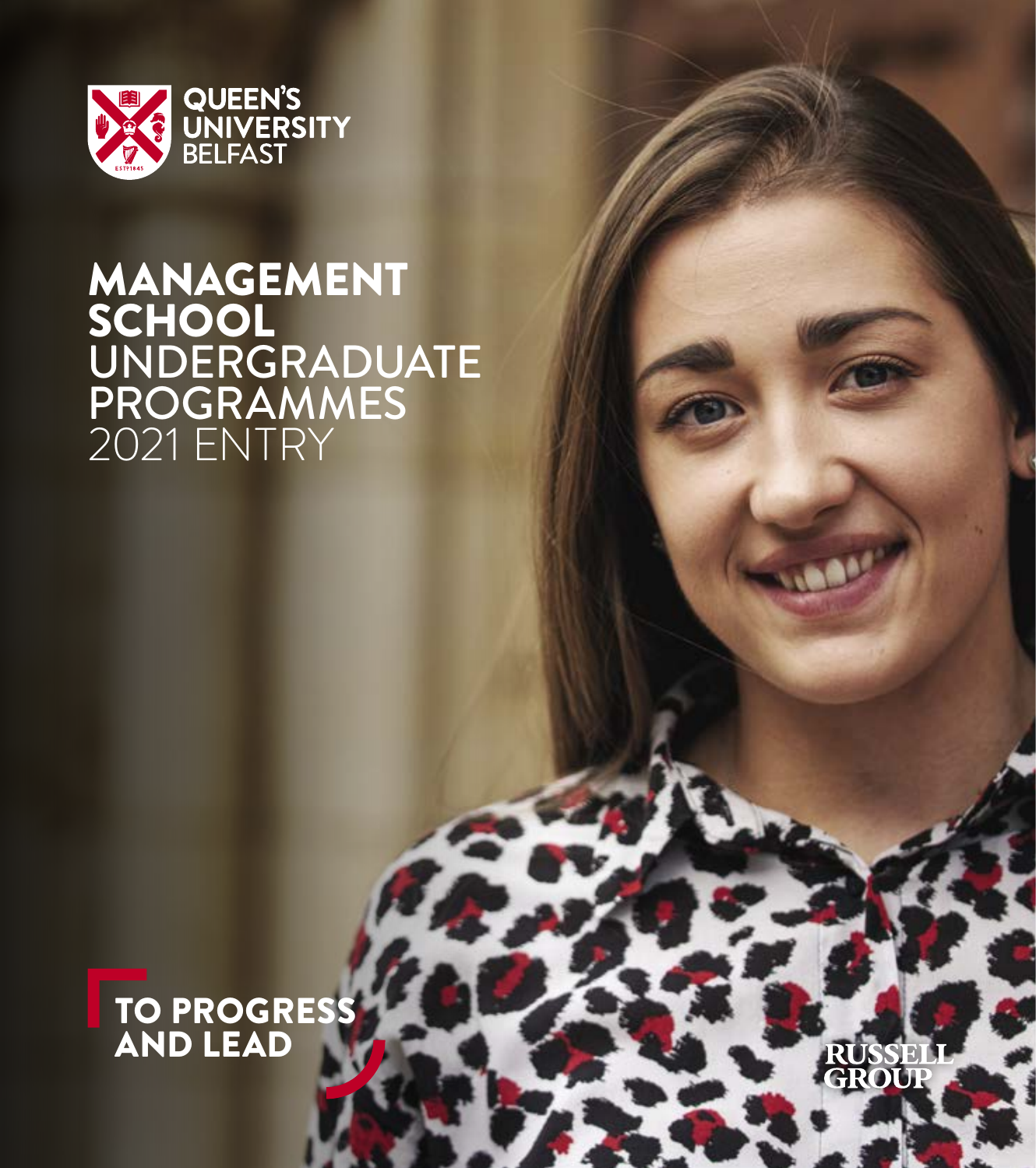QUEEN'S UNIVERSITY BELFAST

# MANAGEMENT SCHOOL UNDERGRADUATE PROGRAMMES 2021 ENTRY

TO PROGRESS AND LEAD

RUSSELL GROUP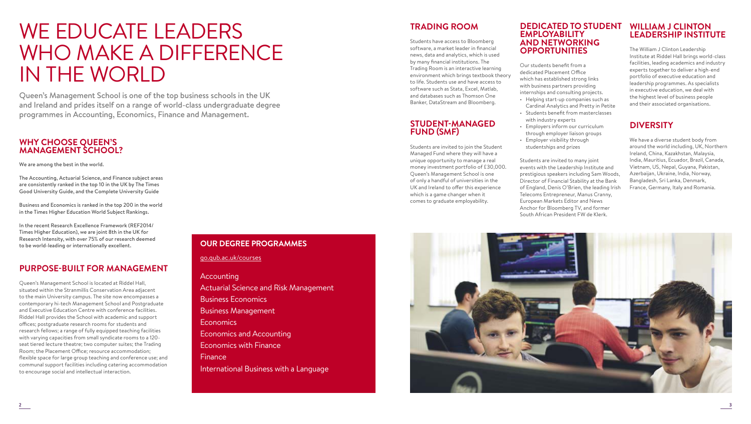# WE EDUCATE LEADERS WHO MAKE A DIFFERENCE IN THE WORLD

Queen's Management School is one of the top business schools in the UK and Ireland and prides itself on a range of world-class undergraduate degree programmes in Accounting, Economics, Finance and Management.

## WHY CHOOSE QUEEN'S MANAGEMENT SCHOOL?

We are among the best in the world.

The Accounting, Actuarial Science, and Finance subject areas are consistently ranked in the top 10 in the UK by The Times Good University Guide, and the Complete University Guide

Business and Economics is ranked in the top 200 in the world in the Times Higher Education World Subject Rankings.

In the recent Research Excellence Framework (REF2014/ Times Higher Education), we are joint 8th in the UK for Research Intensity, with over 75% of our research deemed to be world-leading or internationally excellent.

## PURPOSE-BUILT FOR MANAGEMENT

Queen's Management School is located at Riddel Hall, situated within the Stranmillis Conservation Area adjacent to the main University campus. The site now encompasses a contemporary hi-tech Management School and Postgraduate and Executive Education Centre with conference facilities. Riddel Hall provides the School with academic and support offices; postgraduate research rooms for students and research fellows; a range of fully equipped teaching facilities with varying capacities from small syndicate rooms to a 120-seat tiered lecture theatre; two computer suites; the Trading Room; the Placement Office; resource accommodation; flexible space for large group teaching and conference use; and communal support facilities including catering accommodation to encourage social and intellectual interaction.

## OUR DEGREE PROGRAMMES

go.qub.ac.uk/courses

- Accounting
- Actuarial Science and Risk Management
- Business Economics
- Business Management
- Economics
- Economics and Accounting
- Economics with Finance
- Finance
- International Business with a Language

## TRADING ROOM

Students have access to Bloomberg software, a market leader in financial news, data and analytics, which is used by many financial institutions. The Trading Room is an interactive learning environment which brings textbook theory to life. Students use and have access to software such as Stata, Excel, Matlab, and databases such as Thomson One Banker, DataStream and Bloomberg.

## STUDENT-MANAGED FUND (SMF)

Students are invited to join the Student Managed Fund where they will have a unique opportunity to manage a real money investment portfolio of £30,000. Queen's Management School is one of only a handful of universities in the UK and Ireland to offer this experience which is a game changer when it comes to graduate employability.

## DEDICATED TO STUDENT EMPLOYABILITY AND NETWORKING OPPORTUNITIES

Our students benefit from a dedicated Placement Office which has established strong links with business partners providing internships and consulting projects.

- Helping start-up companies such as Cardinal Analytics and Pretty in Petite
- Students benefit from masterclasses with industry experts
- Employers inform our curriculum through employer liaison groups
- Employer visibility through studentships and prizes

Students are invited to many joint events with the Leadership Institute and prestigious speakers including Sam Woods, Director of Financial Stability at the Bank of England, Denis O'Brien, the leading Irish Telecoms Entrepreneur, Manus Cranny, European Markets Editor and News Anchor for Bloomberg TV, and former South African President FW de Klerk.

## WILLIAM J CLINTON LEADERSHIP INSTITUTE

The William J Clinton Leadership Institute at Riddel Hall brings world-class facilities, leading academics and industry experts together to deliver a high-end portfolio of executive education and leadership programmes. As specialists in executive education, we deal with the highest level of business people and their associated organisations.

## DIVERSITY

We have a diverse student body from around the world including, UK, Northern Ireland, China, Kazakhstan, Malaysia, India, Mauritius, Ecuador, Brazil, Canada, Vietnam, US, Nepal, Guyana, Pakistan, Azerbaijan, Ukraine, India, Norway, Bangladesh, Sri Lanka, Denmark, France, Germany, Italy and Romania.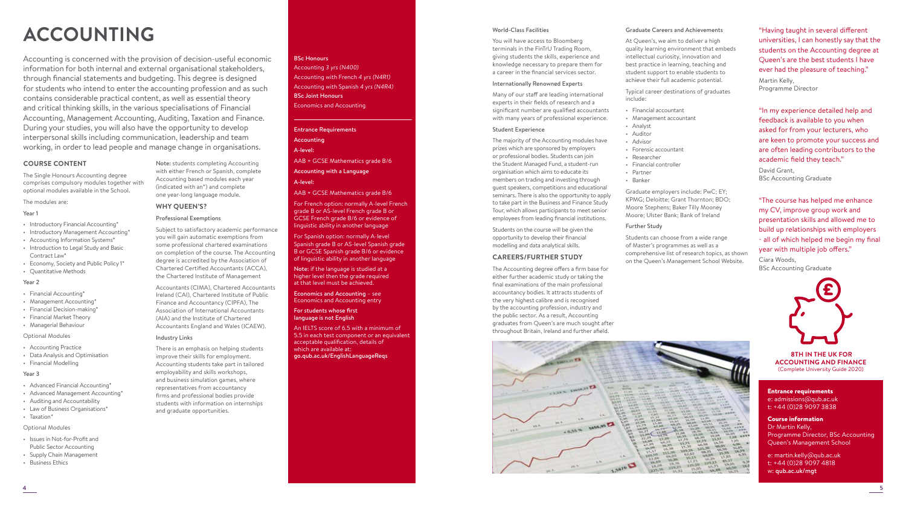# ACCOUNTING

Accounting is concerned with the provision of decision-useful economic information for both internal and external organisational stakeholders, through financial statements and budgeting. This degree is designed for students who intend to enter the accounting profession and as such contains considerable practical content, as well as essential theory and critical thinking skills, in the various specialisations of Financial Accounting, Management Accounting, Auditing, Taxation and Finance. During your studies, you will also have the opportunity to develop interpersonal skills including communication, leadership and team working, in order to lead people and manage change in organisations.

## COURSE CONTENT

The Single Honours Accounting degree comprises compulsory modules together with optional modules available in the School.

The modules are:

### Year 1

- Introductory Financial Accounting*
- Introductory Management Accounting*
- Accounting Information Systems*
- Introduction to Legal Study and Basic Contract Law*
- Economy, Society and Public Policy 1*
- Quantitative Methods

### Year 2

- Financial Accounting*
- Management Accounting*
- Financial Decision-making*
- Financial Market Theory
- Managerial Behaviour

Optional Modules

- Accounting Practice
- Data Analysis and Optimisation
- Financial Modelling

### Year 3

- Advanced Financial Accounting*
- Advanced Management Accounting*
- Auditing and Accountability
- Law of Business Organisations*
- Taxation*

Optional Modules

- Issues in Not-for-Profit and Public Sector Accounting
- Supply Chain Management
- Business Ethics

**Note:** students completing Accounting with either French or Spanish, complete Accounting based modules each year (indicated with an*) and complete one year-long language module.

## WHY QUEEN'S?

### Professional Exemptions

Subject to satisfactory academic performance you will gain automatic exemptions from some professional chartered examinations on completion of the course. The Accounting degree is accredited by the Association of Chartered Certified Accountants (ACCA), the Chartered Institute of Management Accountants (CIMA), Chartered Accountants Ireland (CAI), Chartered Institute of Public Finance and Accountancy (CIPFA), The Association of International Accountants (AIA) and the Institute of Chartered Accountants England and Wales (ICAEW).

### Industry Links

There is an emphasis on helping students improve their skills for employment. Accounting students take part in tailored employability and skills workshops, and business simulation games, where representatives from accountancy firms and professional bodies provide students with information on internships and graduate opportunities.

**BSc Honours**

Accounting *3 yrs (N400)*

Accounting with French *4 yrs (N4R1)*

Accounting with Spanish *4 yrs (N4R4)*

**BSc Joint Honours**

Economics and Accounting

**Entrance Requirements**

**Accounting**

**A-level:**

AAB + GCSE Mathematics grade B/6

**Accounting with a Language**

**A-level:**

AAB + GCSE Mathematics grade B/6

For French option: normally A-level French grade B or AS-level French grade B or GCSE French grade B/6 or evidence of linguistic ability in another language

For Spanish option: normally A-level Spanish grade B or AS-level Spanish grade B or GCSE Spanish grade B/6 or evidence of linguistic ability in another language

**Note:** if the language is studied at a higher level then the grade required at that level must be achieved.

**Economics and Accounting** – see Economics and Accounting entry

**For students whose first language is not English**

An IELTS score of 6.5 with a minimum of 5.5 in each test component or an equivalent acceptable qualification, details of which are available at: **go.qub.ac.uk/EnglishLanguageReqs**

### World-Class Facilities

You will have access to Bloomberg terminals in the FinTrU Trading Room, giving students the skills, experience and knowledge necessary to prepare them for a career in the financial services sector.

### Internationally Renowned Experts

Many of our staff are leading international experts in their fields of research and a significant number are qualified accountants with many years of professional experience.

### Student Experience

The majority of the Accounting modules have prizes which are sponsored by employers or professional bodies. Students can join the Student Managed Fund, a student-run organisation which aims to educate its members on trading and investing through guest speakers, competitions and educational seminars. There is also the opportunity to apply to take part in the Business and Finance Study Tour, which allows participants to meet senior employees from leading financial institutions.

Students on the course will be given the opportunity to develop their financial modelling and data analytical skills.

## CAREERS/FURTHER STUDY

The Accounting degree offers a firm base for either further academic study or taking the final examinations of the main professional accountancy bodies. It attracts students of the very highest calibre and is recognised by the accounting profession, industry and the public sector. As a result, Accounting graduates from Queen's are much sought after throughout Britain, Ireland and further afield.

### Graduate Careers and Achievements

At Queen's, we aim to deliver a high quality learning environment that embeds intellectual curiosity, innovation and best practice in learning, teaching and student support to enable students to achieve their full academic potential.

Typical career destinations of graduates include:

- Financial accountant
- Management accountant
- Analyst
- Auditor
- Advisor
- Forensic accountant
- Researcher
- Financial controller
- Partner
- Banker

Graduate employers include: PwC; EY; KPMG; Deloitte; Grant Thornton; BDO; Moore Stephens; Baker Tilly Mooney Moore; Ulster Bank; Bank of Ireland

### Further Study

Students can choose from a wide range of Master's programmes as well as a comprehensive list of research topics, as shown on the Queen's Management School Website.

"Having taught in several different universities, I can honestly say that the students on the Accounting degree at Queen's are the best students I have ever had the pleasure of teaching."

Martin Kelly,
Programme Director

"In my experience detailed help and feedback is available to you when asked for from your lecturers, who are keen to promote your success and are often leading contributors to the academic field they teach."

David Grant,
BSc Accounting Graduate

"The course has helped me enhance my CV, improve group work and presentation skills and allowed me to build up relationships with employers - all of which helped me begin my final year with multiple job offers."

Ciara Woods,
BSc Accounting Graduate

**8TH IN THE UK FOR ACCOUNTING AND FINANCE**
(Complete University Guide 2020)

**Entrance requirements**
e: admissions@qub.ac.uk
t: +44 (0)28 9097 3838

**Course information**
Dr Martin Kelly,
Programme Director, BSc Accounting
Queen's Management School

e: martin.kelly@qub.ac.uk
t: +44 (0)28 9097 4818
w: **qub.ac.uk/mgt**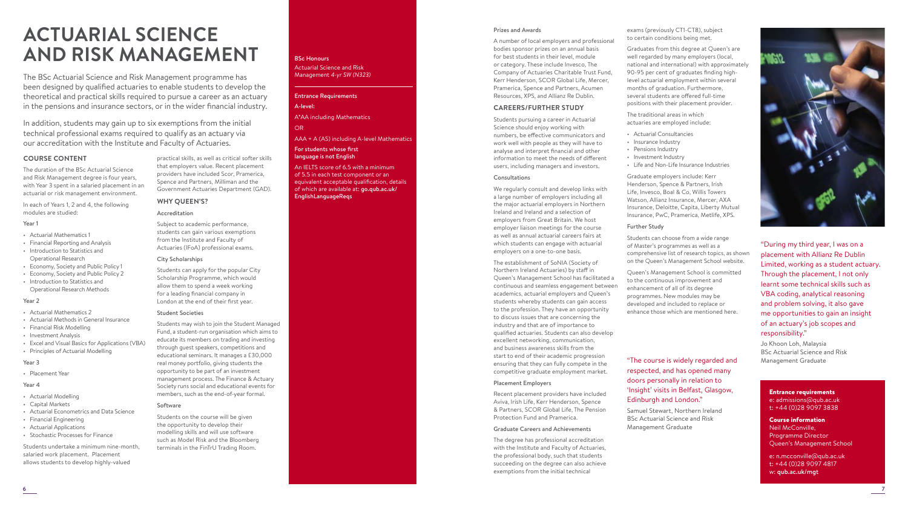# ACTUARIAL SCIENCE AND RISK MANAGEMENT

The BSc Actuarial Science and Risk Management programme has been designed by qualified actuaries to enable students to develop the theoretical and practical skills required to pursue a career as an actuary in the pensions and insurance sectors, or in the wider financial industry.

In addition, students may gain up to six exemptions from the initial technical professional exams required to qualify as an actuary via our accreditation with the Institute and Faculty of Actuaries.

## COURSE CONTENT

The duration of the BSc Actuarial Science and Risk Management degree is four years, with Year 3 spent in a salaried placement in an actuarial or risk management environment.

In each of Years 1, 2 and 4, the following modules are studied:

### Year 1

- Actuarial Mathematics 1
- Financial Reporting and Analysis
- Introduction to Statistics and Operational Research
- Economy, Society and Public Policy 1
- Economy, Society and Public Policy 2
- Introduction to Statistics and Operational Research Methods

### Year 2

- Actuarial Mathematics 2
- Actuarial Methods in General Insurance
- Financial Risk Modelling
- Investment Analysis
- Excel and Visual Basics for Applications (VBA)
- Principles of Actuarial Modelling

### Year 3

- Placement Year

### Year 4

- Actuarial Modelling
- Capital Markets
- Actuarial Econometrics and Data Science
- Financial Engineering
- Actuarial Applications
- Stochastic Processes for Finance

Students undertake a minimum nine-month, salaried work placement. Placement allows students to develop highly-valued practical skills, as well as critical softer skills that employers value. Recent placement providers have included Scor, Pramerica, Spence and Partners, Milliman and the Government Actuaries Department (GAD).

## WHY QUEEN'S?

### Accreditation

Subject to academic performance, students can gain various exemptions from the Institute and Faculty of Actuaries (IFoA) professional exams.

### City Scholarships

Students can apply for the popular City Scholarship Programme, which would allow them to spend a week working for a leading financial company in London at the end of their first year.

### Student Societies

Students may wish to join the Student Managed Fund, a student-run organisation which aims to educate its members on trading and investing through guest speakers, competitions and educational seminars. It manages a £30,000 real money portfolio, giving students the opportunity to be part of an investment management process. The Finance & Actuary Society runs social and educational events for members, such as the end-of-year formal.

### Software

Students on the course will be given the opportunity to develop their modelling skills and will use software such as Model Risk and the Bloomberg terminals in the FinTrU Trading Room.

**BSc Honours**
Actuarial Science and Risk Management *4-yr SW (N323)*

**Entrance Requirements**

**A-level:**

A*AA including Mathematics

OR

AAA + A (AS) including A-level Mathematics

**For students whose first language is not English**

An IELTS score of 6.5 with a minimum of 5.5 in each test component or an equivalent acceptable qualification, details of which are available at: **go.qub.ac.uk/EnglishLanguageReqs**

### Prizes and Awards

A number of local employers and professional bodies sponsor prizes on an annual basis for best students in their level, module or category. These include Invesco, The Company of Actuaries Charitable Trust Fund, Kerr Henderson, SCOR Global Life, Mercer, Pramerica, Spence and Partners, Acumen Resources, XPS, and Allianz Re Dublin.

## CAREERS/FURTHER STUDY

Students pursuing a career in Actuarial Science should enjoy working with numbers, be effective communicators and work well with people as they will have to analyse and interpret financial and other information to meet the needs of different users, including managers and investors.

### Consultations

We regularly consult and develop links with a large number of employers including all the major actuarial employers in Northern Ireland and Ireland and a selection of employers from Great Britain. We host employer liaison meetings for the course as well as annual actuarial careers fairs at which students can engage with actuarial employers on a one-to-one basis.

The establishment of SoNIA (Society of Northern Ireland Actuaries) by staff in Queen's Management School has facilitated a continuous and seamless engagement between academics, actuarial employers and Queen's students whereby students can gain access to the profession. They have an opportunity to discuss issues that are concerning the industry and that are of importance to qualified actuaries. Students can also develop excellent networking, communication, and business awareness skills from the start to end of their academic progression ensuring that they can fully compete in the competitive graduate employment market.

### Placement Employers

Recent placement providers have included Aviva, Irish Life, Kerr Henderson, Spence & Partners, SCOR Global Life, The Pension Protection Fund and Pramerica.

### Graduate Careers and Achievements

The degree has professional accreditation with the Institute and Faculty of Actuaries, the professional body, such that students succeeding on the degree can also achieve exemptions from the initial technical exams (previously CT1-CT8), subject to certain conditions being met.

Graduates from this degree at Queen's are well regarded by many employers (local, national and international) with approximately 90-95 per cent of graduates finding high-level actuarial employment within several months of graduation. Furthermore, several students are offered full-time positions with their placement provider.

The traditional areas in which actuaries are employed include:

- Actuarial Consultancies
- Insurance Industry
- Pensions Industry
- Investment Industry
- Life and Non-Life Insurance Industries

Graduate employers include: Kerr Henderson, Spence & Partners, Irish Life, Invesco, Boal & Co, Willis Towers Watson, Allianz Insurance, Mercer, AXA Insurance, Deloitte, Capita, Liberty Mutual Insurance, PwC, Pramerica, Metlife, XPS.

### Further Study

Students can choose from a wide range of Master's programmes as well as a comprehensive list of research topics, as shown on the Queen's Management School website.

Queen's Management School is committed to the continuous improvement and enhancement of all of its degree programmes. New modules may be developed and included to replace or enhance those which are mentioned here.

"The course is widely regarded and respected, and has opened many doors personally in relation to 'Insight' visits in Belfast, Glasgow, Edinburgh and London."

Samuel Stewart, Northern Ireland
BSc Actuarial Science and Risk Management Graduate

"During my third year, I was on a placement with Allianz Re Dublin Limited, working as a student actuary. Through the placement, I not only learnt some technical skills such as VBA coding, analytical reasoning and problem solving, it also gave me opportunities to gain an insight of an actuary's job scopes and responsibility."

Jo Khoon Loh, Malaysia
BSc Actuarial Science and Risk Management Graduate

**Entrance requirements**
e: admissions@qub.ac.uk
t: +44 (0)28 9097 3838

**Course information**
Neil McConville,
Programme Director
Queen's Management School

e: n.mcconville@qub.ac.uk
t: +44 (0)28 9097 4817
w: **qub.ac.uk/mgt**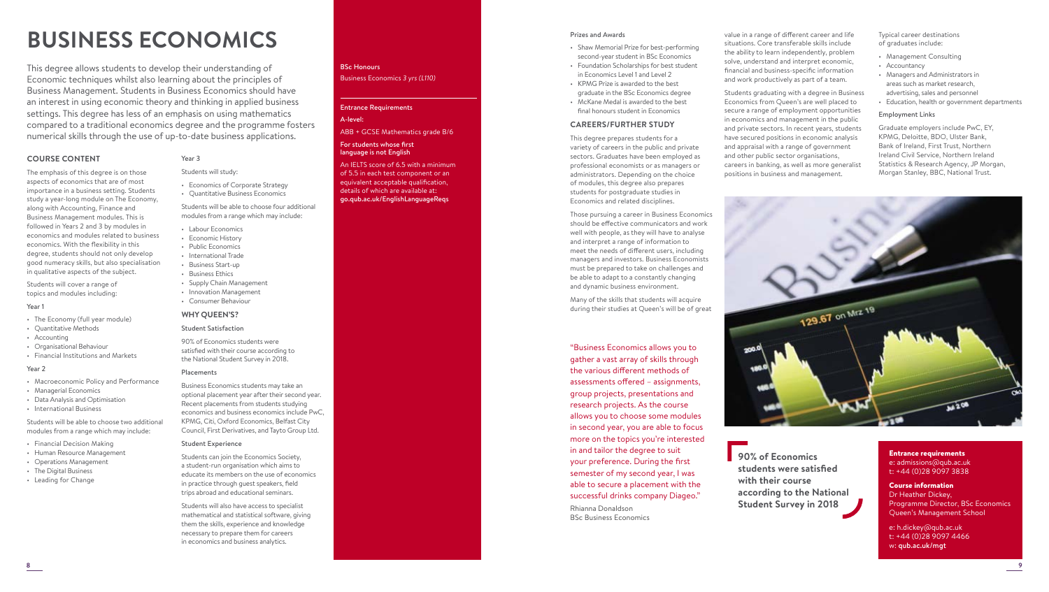# BUSINESS ECONOMICS

This degree allows students to develop their understanding of Economic techniques whilst also learning about the principles of Business Management. Students in Business Economics should have an interest in using economic theory and thinking in applied business settings. This degree has less of an emphasis on using mathematics compared to a traditional economics degree and the programme fosters numerical skills through the use of up-to-date business applications.

## COURSE CONTENT

The emphasis of this degree is on those aspects of economics that are of most importance in a business setting. Students study a year-long module on The Economy, along with Accounting, Finance and Business Management modules. This is followed in Years 2 and 3 by modules in economics and modules related to business economics. With the flexibility in this degree, students should not only develop good numeracy skills, but also specialisation in qualitative aspects of the subject.

Students will cover a range of topics and modules including:

### Year 1

- The Economy (full year module)
- Quantitative Methods
- Accounting
- Organisational Behaviour
- Financial Institutions and Markets

### Year 2

- Macroeconomic Policy and Performance
- Managerial Economics
- Data Analysis and Optimisation
- International Business

Students will be able to choose two additional modules from a range which may include:

- Financial Decision Making
- Human Resource Management
- Operations Management
- The Digital Business
- Leading for Change

### Year 3

Students will study:

- Economics of Corporate Strategy
- Quantitative Business Economics

Students will be able to choose four additional modules from a range which may include:

- Labour Economics
- Economic History
- Public Economics
- International Trade
- Business Start-up
- Business Ethics
- Supply Chain Management
- Innovation Management
- Consumer Behaviour

## WHY QUEEN'S?

### Student Satisfaction

90% of Economics students were satisfied with their course according to the National Student Survey in 2018.

### Placements

Business Economics students may take an optional placement year after their second year. Recent placements from students studying economics and business economics include PwC, KPMG, Citi, Oxford Economics, Belfast City Council, First Derivatives, and Tayto Group Ltd.

### Student Experience

Students can join the Economics Society, a student-run organisation which aims to educate its members on the use of economics in practice through guest speakers, field trips abroad and educational seminars.

Students will also have access to specialist mathematical and statistical software, giving them the skills, experience and knowledge necessary to prepare them for careers in economics and business analytics.

**BSc Honours**

Business Economics *3 yrs (L110)*

**Entrance Requirements**

**A-level:**

ABB + GCSE Mathematics grade B/6

**For students whose first language is not English**

An IELTS score of 6.5 with a minimum of 5.5 in each test component or an equivalent acceptable qualification, details of which are available at: **go.qub.ac.uk/EnglishLanguageReqs**

### Prizes and Awards

- Shaw Memorial Prize for best-performing second-year student in BSc Economics
- Foundation Scholarships for best student in Economics Level 1 and Level 2
- KPMG Prize is awarded to the best graduate in the BSc Economics degree
- McKane Medal is awarded to the best final honours student in Economics

## CAREERS/FURTHER STUDY

This degree prepares students for a variety of careers in the public and private sectors. Graduates have been employed as professional economists or as managers or administrators. Depending on the choice of modules, this degree also prepares students for postgraduate studies in Economics and related disciplines.

Those pursuing a career in Business Economics should be effective communicators and work well with people, as they will have to analyse and interpret a range of information to meet the needs of different users, including managers and investors. Business Economists must be prepared to take on challenges and be able to adapt to a constantly changing and dynamic business environment.

Many of the skills that students will acquire during their studies at Queen's will be of great value in a range of different career and life situations. Core transferable skills include the ability to learn independently, problem solve, understand and interpret economic, financial and business-specific information and work productively as part of a team.

Students graduating with a degree in Business Economics from Queen's are well placed to secure a range of employment opportunities in economics and management in the public and private sectors. In recent years, students have secured positions in economic analysis and appraisal with a range of government and other public sector organisations, careers in banking, as well as more generalist positions in business and management.

Typical career destinations of graduates include:

- Management Consulting
- Accountancy
- Managers and Administrators in areas such as market research, advertising, sales and personnel
- Education, health or government departments

### Employment Links

Graduate employers include PwC, EY, KPMG, Deloitte, BDO, Ulster Bank, Bank of Ireland, First Trust, Northern Ireland Civil Service, Northern Ireland Statistics & Research Agency, JP Morgan, Morgan Stanley, BBC, National Trust.

"Business Economics allows you to gather a vast array of skills through the various different methods of assessments offered – assignments, group projects, presentations and research projects. As the course allows you to choose some modules in second year, you are able to focus more on the topics you're interested in and tailor the degree to suit your preference. During the first semester of my second year, I was able to secure a placement with the successful drinks company Diageo."

Rhianna Donaldson
BSc Business Economics

**90% of Economics students were satisfied with their course according to the National Student Survey in 2018**

**Entrance requirements**
e: admissions@qub.ac.uk
t: +44 (0)28 9097 3838

**Course information**
Dr Heather Dickey,
Programme Director, BSc Economics
Queen's Management School

e: h.dickey@qub.ac.uk
t: +44 (0)28 9097 4466
w: **qub.ac.uk/mgt**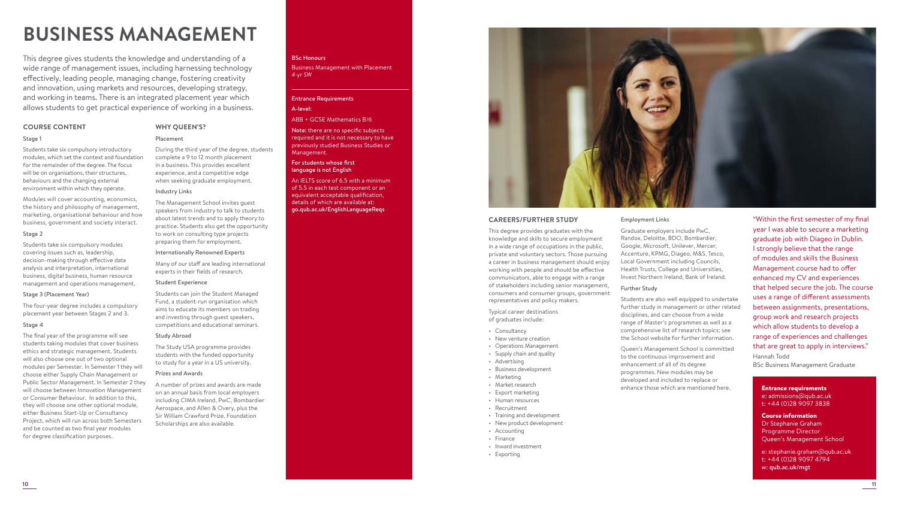# BUSINESS MANAGEMENT

This degree gives students the knowledge and understanding of a wide range of management issues, including harnessing technology effectively, leading people, managing change, fostering creativity and innovation, using markets and resources, developing strategy, and working in teams. There is an integrated placement year which allows students to get practical experience of working in a business.

## COURSE CONTENT

### Stage 1

Students take six compulsory introductory modules, which set the context and foundation for the remainder of the degree. The focus will be on organisations, their structures, behaviours and the changing external environment within which they operate.

Modules will cover accounting, economics, the history and philosophy of management, marketing, organisational behaviour and how business, government and society interact.

### Stage 2

Students take six compulsory modules covering issues such as, leadership, decision-making through effective data analysis and interpretation, international business, digital business, human resource management and operations management.

### Stage 3 (Placement Year)

The four-year degree includes a compulsory placement year between Stages 2 and 3.

### Stage 4

The final year of the programme will see students taking modules that cover business ethics and strategic management. Students will also choose one out of two optional modules per Semester. In Semester 1 they will choose either Supply Chain Management or Public Sector Management. In Semester 2 they will choose between Innovation Management or Consumer Behaviour. In addition to this, they will choose one other optional module, either Business Start-Up or Consultancy Project, which will run across both Semesters and be counted as two final year modules for degree classification purposes.

## WHY QUEEN'S?

### Placement

During the third year of the degree, students complete a 9 to 12 month placement in a business. This provides excellent experience, and a competitive edge when seeking graduate employment.

### Industry Links

The Management School invites guest speakers from industry to talk to students about latest trends and to apply theory to practice. Students also get the opportunity to work on consulting type projects preparing them for employment.

### Internationally Renowned Experts

Many of our staff are leading international experts in their fields of research.

### Student Experience

Students can join the Student Managed Fund, a student-run organisation which aims to educate its members on trading and investing through guest speakers, competitions and educational seminars.

### Study Abroad

The Study USA programme provides students with the funded opportunity to study for a year in a US university.

### Prizes and Awards

A number of prizes and awards are made on an annual basis from local employers including CIMA Ireland, PwC, Bombardier Aerospace, and Allen & Overy, plus the Sir William Crawford Prize. Foundation Scholarships are also available.

**BSc Honours**

Business Management with Placement
*4-yr SW*

**Entrance Requirements**

**A-level:**

ABB + GCSE Mathematics B/6

**Note:** there are no specific subjects required and it is not necessary to have previously studied Business Studies or Management.

**For students whose first language is not English**

An IELTS score of 6.5 with a minimum of 5.5 in each test component or an equivalent acceptable qualification, details of which are available at: **go.qub.ac.uk/EnglishLanguageReqs**

## CAREERS/FURTHER STUDY

This degree provides graduates with the knowledge and skills to secure employment in a wide range of occupations in the public, private and voluntary sectors. Those pursuing a career in business management should enjoy working with people and should be effective communicators, able to engage with a range of stakeholders including senior management, consumers and consumer groups, government representatives and policy makers.

Typical career destinations of graduates include:

- Consultancy
- New venture creation
- Operations Management
- Supply chain and quality
- Advertising
- Business development
- Marketing
- Market research
- Export marketing
- Human resources
- Recruitment
- Training and development
- New product development
- Accounting
- Finance
- Inward investment
- Exporting

### Employment Links

Graduate employers include PwC, Randox, Deloitte, BDO, Bombardier, Google, Microsoft, Unilever, Mercer, Accenture, KPMG, Diageo, M&S, Tesco, Local Government including Councils, Health Trusts, College and Universities, Invest Northern Ireland, Bank of Ireland.

### Further Study

Students are also well equipped to undertake further study in management or other related disciplines, and can choose from a wide range of Master's programmes as well as a comprehensive list of research topics; see the School website for further information.

Queen's Management School is committed to the continuous improvement and enhancement of its degree programmes. New modules may be developed and included to replace or enhance those which are mentioned here.

"Within the first semester of my final year I was able to secure a marketing graduate job with Diageo in Dublin. I strongly believe that the range of modules and skills the Business Management course had to offer enhanced my CV and experiences that helped secure the job. The course uses a range of different assessments between assignments, presentations, group work and research projects which allow students to develop a range of experiences and challenges that are great to apply in interviews."

Hannah Todd
BSc Business Management Graduate

**Entrance requirements**
e: admissions@qub.ac.uk
t: +44 (0)28 9097 3838

**Course information**
Dr Stephanie Graham
Programme Director
Queen's Management School

e: stephanie.graham@qub.ac.uk
t: +44 (0)28 9097 4794
w: **qub.ac.uk/mgt**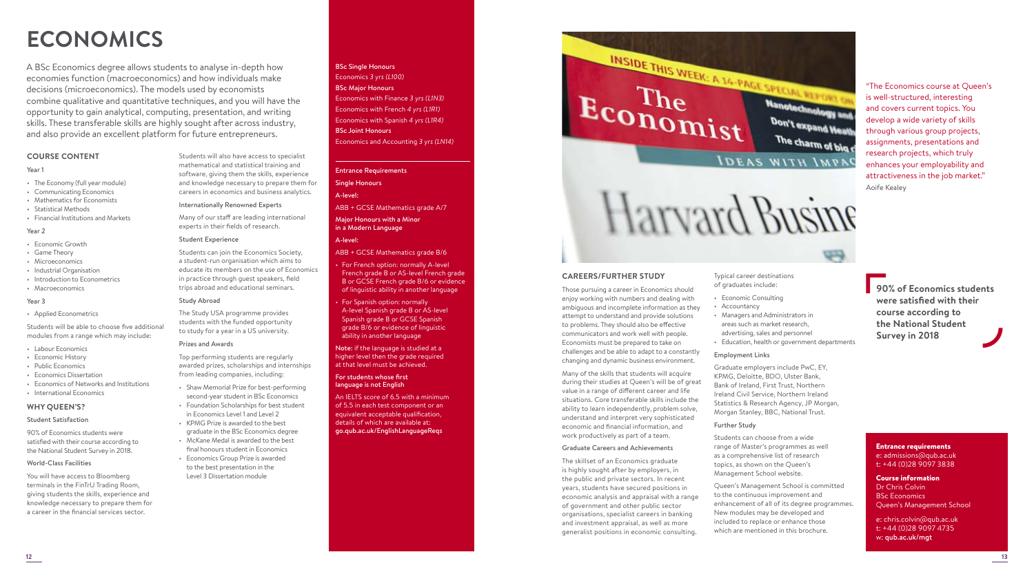# ECONOMICS

A BSc Economics degree allows students to analyse in-depth how economies function (macroeconomics) and how individuals make decisions (microeconomics). The models used by economists combine qualitative and quantitative techniques, and you will have the opportunity to gain analytical, computing, presentation, and writing skills. These transferable skills are highly sought after across industry, and also provide an excellent platform for future entrepreneurs.

## COURSE CONTENT

### Year 1

- The Economy (full year module)
- Communicating Economics
- Mathematics for Economists
- Statistical Methods
- Financial Institutions and Markets

### Year 2

- Economic Growth
- Game Theory
- Microeconomics
- Industrial Organisation
- Introduction to Econometrics
- Macroeconomics

### Year 3

- Applied Econometrics

Students will be able to choose five additional modules from a range which may include:

- Labour Economics
- Economic History
- Public Economics
- Economics Dissertation
- Economics of Networks and Institutions
- International Economics

## WHY QUEEN'S?

### Student Satisfaction

90% of Economics students were satisfied with their course according to the National Student Survey in 2018.

### World-Class Facilities

You will have access to Bloomberg terminals in the FinTrU Trading Room, giving students the skills, experience and knowledge necessary to prepare them for a career in the financial services sector.

Students will also have access to specialist mathematical and statistical training and software, giving them the skills, experience and knowledge necessary to prepare them for careers in economics and business analytics.

### Internationally Renowned Experts

Many of our staff are leading international experts in their fields of research.

### Student Experience

Students can join the Economics Society, a student-run organisation which aims to educate its members on the use of Economics in practice through guest speakers, field trips abroad and educational seminars.

### Study Abroad

The Study USA programme provides students with the funded opportunity to study for a year in a US university.

### Prizes and Awards

Top performing students are regularly awarded prizes, scholarships and internships from leading companies, including:

- Shaw Memorial Prize for best-performing second-year student in BSc Economics
- Foundation Scholarships for best student in Economics Level 1 and Level 2
- KPMG Prize is awarded to the best graduate in the BSc Economics degree
- McKane Medal is awarded to the best final honours student in Economics
- Economics Group Prize is awarded to the best presentation in the Level 3 Dissertation module

**BSc Single Honours**
Economics *3 yrs (L100)*
**BSc Major Honours**
Economics with Finance *3 yrs (L1N3)*
Economics with French *4 yrs (L1R1)*
Economics with Spanish *4 yrs (L1R4)*
**BSc Joint Honours**
Economics and Accounting *3 yrs (LN14)*

**Entrance Requirements**

**Single Honours**

**A-level:**

ABB + GCSE Mathematics grade A/7

**Major Honours with a Minor in a Modern Language**

**A-level:**

ABB + GCSE Mathematics grade B/6

- For French option: normally A-level French grade B or AS-level French grade B or GCSE French grade B/6 or evidence of linguistic ability in another language
- For Spanish option: normally A-level Spanish grade B or AS-level Spanish grade B or GCSE Spanish grade B/6 or evidence of linguistic ability in another language

**Note:** if the language is studied at a higher level then the grade required at that level must be achieved.

**For students whose first language is not English**

An IELTS score of 6.5 with a minimum of 5.5 in each test component or an equivalent acceptable qualification, details of which are available at: **go.qub.ac.uk/EnglishLanguageReqs**

## CAREERS/FURTHER STUDY

Those pursuing a career in Economics should enjoy working with numbers and dealing with ambiguous and incomplete information as they attempt to understand and provide solutions to problems. They should also be effective communicators and work well with people. Economists must be prepared to take on challenges and be able to adapt to a constantly changing and dynamic business environment.

Many of the skills that students will acquire during their studies at Queen's will be of great value in a range of different career and life situations. Core transferable skills include the ability to learn independently, problem solve, understand and interpret very sophisticated economic and financial information, and work productively as part of a team.

### Graduate Careers and Achievements

The skillset of an Economics graduate is highly sought after by employers, in the public and private sectors. In recent years, students have secured positions in economic analysis and appraisal with a range of government and other public sector organisations, specialist careers in banking and investment appraisal, as well as more generalist positions in economic consulting.

Typical career destinations of graduates include:

- Economic Consulting
- Accountancy
- Managers and Administrators in areas such as market research, advertising, sales and personnel
- Education, health or government departments

### Employment Links

Graduate employers include PwC, EY, KPMG, Deloitte, BDO, Ulster Bank, Bank of Ireland, First Trust, Northern Ireland Civil Service, Northern Ireland Statistics & Research Agency, JP Morgan, Morgan Stanley, BBC, National Trust.

### Further Study

Students can choose from a wide range of Master's programmes as well as a comprehensive list of research topics, as shown on the Queen's Management School website.

Queen's Management School is committed to the continuous improvement and enhancement of all of its degree programmes. New modules may be developed and included to replace or enhance those which are mentioned in this brochure.

"The Economics course at Queen's is well-structured, interesting and covers current topics. You develop a wide variety of skills through various group projects, assignments, presentations and research projects, which truly enhances your employability and attractiveness in the job market."
Aoife Kealey

**90% of Economics students were satisfied with their course according to the National Student Survey in 2018**

**Entrance requirements**
e: admissions@qub.ac.uk
t: +44 (0)28 9097 3838

**Course information**
Dr Chris Colvin
BSc Economics
Queen's Management School

e: chris.colvin@qub.ac.uk
t: +44 (0)28 9097 4735
w: **qub.ac.uk/mgt**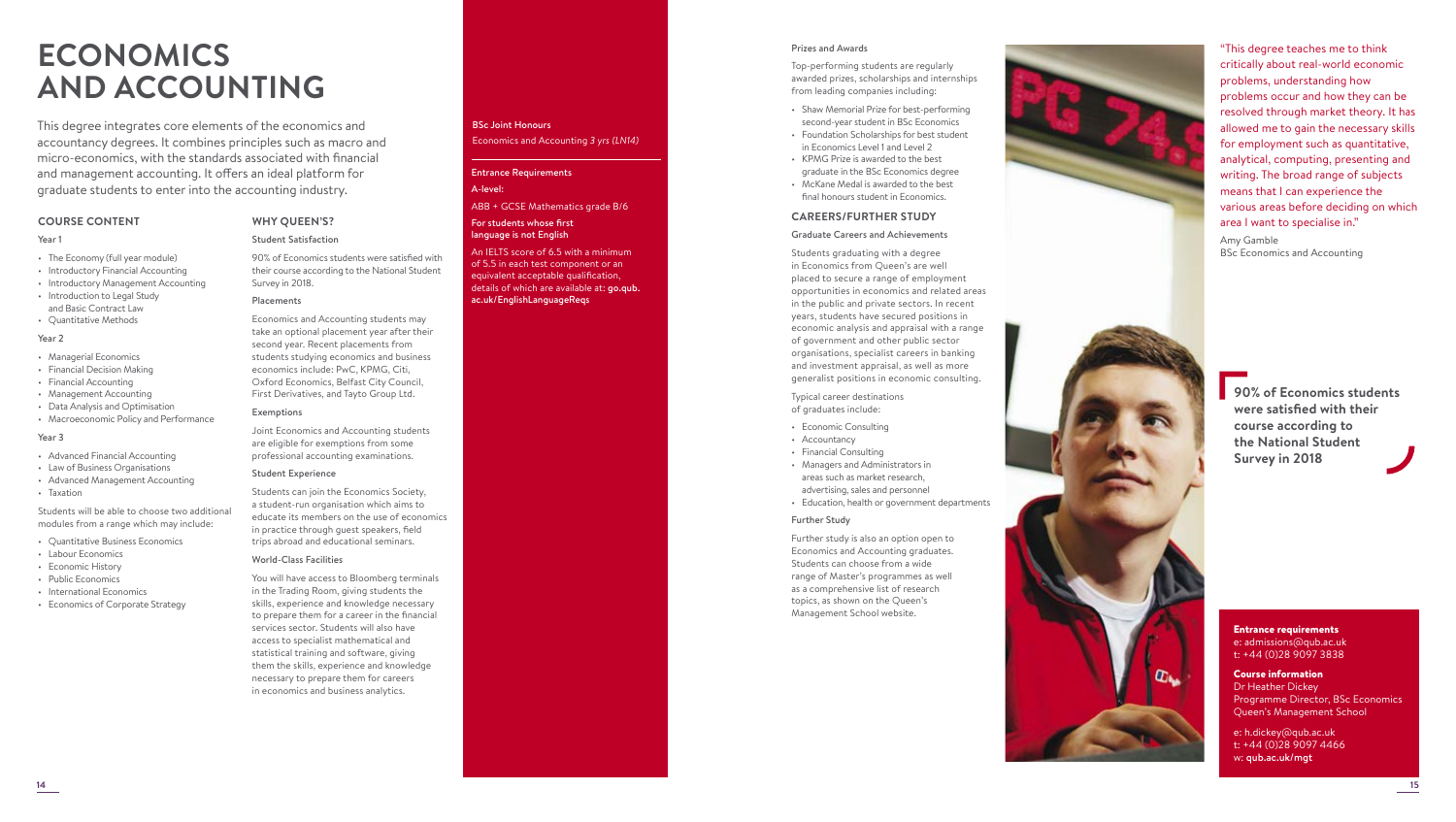# ECONOMICS AND ACCOUNTING

This degree integrates core elements of the economics and accountancy degrees. It combines principles such as macro and micro-economics, with the standards associated with financial and management accounting. It offers an ideal platform for graduate students to enter into the accounting industry.

## COURSE CONTENT

### Year 1

- The Economy (full year module)
- Introductory Financial Accounting
- Introductory Management Accounting
- Introduction to Legal Study and Basic Contract Law
- Quantitative Methods

### Year 2

- Managerial Economics
- Financial Decision Making
- Financial Accounting
- Management Accounting
- Data Analysis and Optimisation
- Macroeconomic Policy and Performance

### Year 3

- Advanced Financial Accounting
- Law of Business Organisations
- Advanced Management Accounting
- Taxation

Students will be able to choose two additional modules from a range which may include:

- Quantitative Business Economics
- Labour Economics
- Economic History
- Public Economics
- International Economics
- Economics of Corporate Strategy

## WHY QUEEN'S?

### Student Satisfaction

90% of Economics students were satisfied with their course according to the National Student Survey in 2018.

### Placements

Economics and Accounting students may take an optional placement year after their second year. Recent placements from students studying economics and business economics include: PwC, KPMG, Citi, Oxford Economics, Belfast City Council, First Derivatives, and Tayto Group Ltd.

### Exemptions

Joint Economics and Accounting students are eligible for exemptions from some professional accounting examinations.

### Student Experience

Students can join the Economics Society, a student-run organisation which aims to educate its members on the use of economics in practice through guest speakers, field trips abroad and educational seminars.

### World-Class Facilities

You will have access to Bloomberg terminals in the Trading Room, giving students the skills, experience and knowledge necessary to prepare them for a career in the financial services sector. Students will also have access to specialist mathematical and statistical training and software, giving them the skills, experience and knowledge necessary to prepare them for careers in economics and business analytics.

**BSc Joint Honours**

Economics and Accounting *3 yrs (LN14)*

**Entrance Requirements**

**A-level:**

ABB + GCSE Mathematics grade B/6

**For students whose first language is not English**

An IELTS score of 6.5 with a minimum of 5.5 in each test component or an equivalent acceptable qualification, details of which are available at: **go.qub.ac.uk/EnglishLanguageReqs**

### Prizes and Awards

Top-performing students are regularly awarded prizes, scholarships and internships from leading companies including:

- Shaw Memorial Prize for best-performing second-year student in BSc Economics
- Foundation Scholarships for best student in Economics Level 1 and Level 2
- KPMG Prize is awarded to the best graduate in the BSc Economics degree
- McKane Medal is awarded to the best final honours student in Economics.

## CAREERS/FURTHER STUDY

### Graduate Careers and Achievements

Students graduating with a degree in Economics from Queen's are well placed to secure a range of employment opportunities in economics and related areas in the public and private sectors. In recent years, students have secured positions in economic analysis and appraisal with a range of government and other public sector organisations, specialist careers in banking and investment appraisal, as well as more generalist positions in economic consulting.

Typical career destinations of graduates include:

- Economic Consulting
- Accountancy
- Financial Consulting
- Managers and Administrators in areas such as market research, advertising, sales and personnel
- Education, health or government departments

### Further Study

Further study is also an option open to Economics and Accounting graduates. Students can choose from a wide range of Master's programmes as well as a comprehensive list of research topics, as shown on the Queen's Management School website.

"This degree teaches me to think critically about real-world economic problems, understanding how problems occur and how they can be resolved through market theory. It has allowed me to gain the necessary skills for employment such as quantitative, analytical, computing, presenting and writing. The broad range of subjects means that I can experience the various areas before deciding on which area I want to specialise in."

Amy Gamble
BSc Economics and Accounting

**90% of Economics students were satisfied with their course according to the National Student Survey in 2018**

**Entrance requirements**
e: admissions@qub.ac.uk
t: +44 (0)28 9097 3838

**Course information**
Dr Heather Dickey
Programme Director, BSc Economics
Queen's Management School

e: h.dickey@qub.ac.uk
t: +44 (0)28 9097 4466
w: **qub.ac.uk/mgt**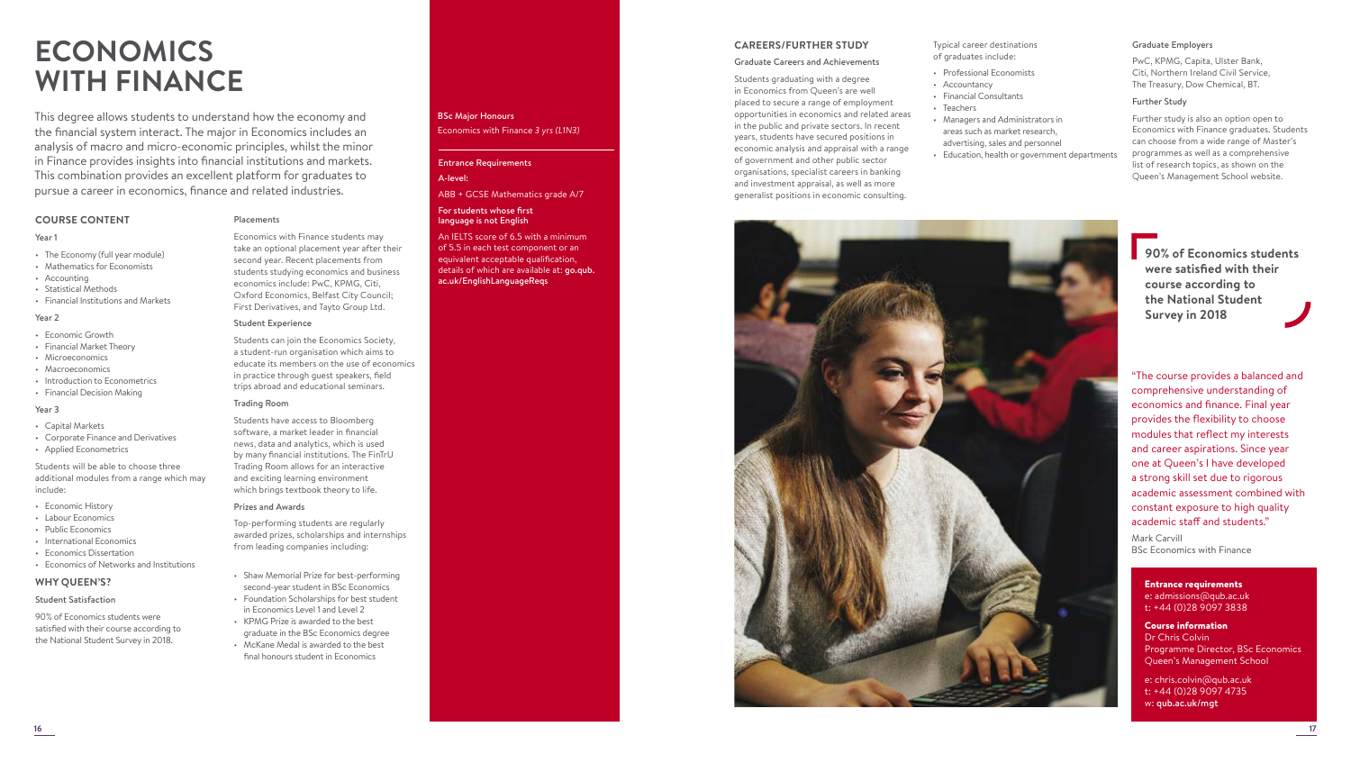# ECONOMICS WITH FINANCE

This degree allows students to understand how the economy and the financial system interact. The major in Economics includes an analysis of macro and micro-economic principles, whilst the minor in Finance provides insights into financial institutions and markets. This combination provides an excellent platform for graduates to pursue a career in economics, finance and related industries.

## COURSE CONTENT

### Year 1

- The Economy (full year module)
- Mathematics for Economists
- Accounting
- Statistical Methods
- Financial Institutions and Markets

### Year 2

- Economic Growth
- Financial Market Theory
- Microeconomics
- Macroeconomics
- Introduction to Econometrics
- Financial Decision Making

### Year 3

- Capital Markets
- Corporate Finance and Derivatives
- Applied Econometrics

Students will be able to choose three additional modules from a range which may include:

- Economic History
- Labour Economics
- Public Economics
- International Economics
- Economics Dissertation
- Economics of Networks and Institutions

## WHY QUEEN'S?

### Student Satisfaction

90% of Economics students were satisfied with their course according to the National Student Survey in 2018.

### Placements

Economics with Finance students may take an optional placement year after their second year. Recent placements from students studying economics and business economics include: PwC, KPMG, Citi, Oxford Economics, Belfast City Council; First Derivatives, and Tayto Group Ltd.

### Student Experience

Students can join the Economics Society, a student-run organisation which aims to educate its members on the use of economics in practice through guest speakers, field trips abroad and educational seminars.

### Trading Room

Students have access to Bloomberg software, a market leader in financial news, data and analytics, which is used by many financial institutions. The FinTrU Trading Room allows for an interactive and exciting learning environment which brings textbook theory to life.

### Prizes and Awards

Top-performing students are regularly awarded prizes, scholarships and internships from leading companies including:

- Shaw Memorial Prize for best-performing second-year student in BSc Economics
- Foundation Scholarships for best student in Economics Level 1 and Level 2
- KPMG Prize is awarded to the best graduate in the BSc Economics degree
- McKane Medal is awarded to the best final honours student in Economics

**BSc Major Honours**
Economics with Finance *3 yrs (L1N3)*

**Entrance Requirements**

**A-level:**

ABB + GCSE Mathematics grade A/7

**For students whose first language is not English**

An IELTS score of 6.5 with a minimum of 5.5 in each test component or an equivalent acceptable qualification, details of which are available at: **go.qub.ac.uk/EnglishLanguageReqs**

## CAREERS/FURTHER STUDY

### Graduate Careers and Achievements

Students graduating with a degree in Economics from Queen's are well placed to secure a range of employment opportunities in economics and related areas in the public and private sectors. In recent years, students have secured positions in economic analysis and appraisal with a range of government and other public sector organisations, specialist careers in banking and investment appraisal, as well as more generalist positions in economic consulting.

Typical career destinations of graduates include:

- Professional Economists
- Accountancy
- Financial Consultants
- Teachers
- Managers and Administrators in areas such as market research, advertising, sales and personnel
- Education, health or government departments

### Graduate Employers

PwC, KPMG, Capita, Ulster Bank, Citi, Northern Ireland Civil Service, The Treasury, Dow Chemical, BT.

### Further Study

Further study is also an option open to Economics with Finance graduates. Students can choose from a wide range of Master's programmes as well as a comprehensive list of research topics, as shown on the Queen's Management School website.

**90% of Economics students were satisfied with their course according to the National Student Survey in 2018**

"The course provides a balanced and comprehensive understanding of economics and finance. Final year provides the flexibility to choose modules that reflect my interests and career aspirations. Since year one at Queen's I have developed a strong skill set due to rigorous academic assessment combined with constant exposure to high quality academic staff and students."

Mark Carvill
BSc Economics with Finance

**Entrance requirements**
e: admissions@qub.ac.uk
t: +44 (0)28 9097 3838

**Course information**
Dr Chris Colvin
Programme Director, BSc Economics
Queen's Management School

e: chris.colvin@qub.ac.uk
t: +44 (0)28 9097 4735
w: **qub.ac.uk/mgt**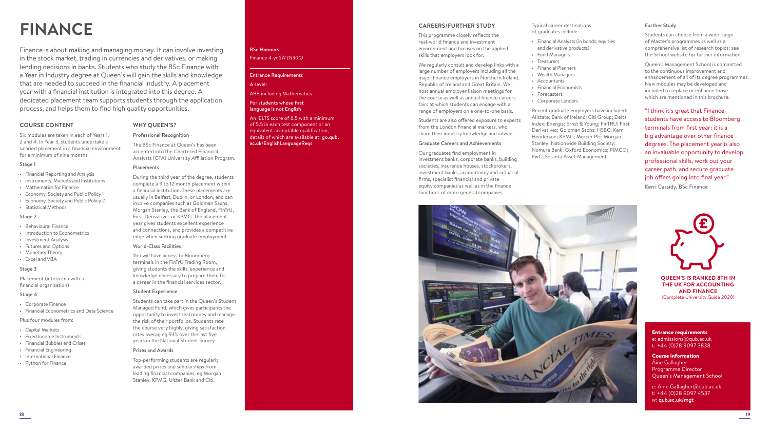# FINANCE

Finance is about making and managing money. It can involve investing in the stock market, trading in currencies and derivatives, or making lending decisions in banks. Students who study the BSc Finance with a Year in Industry degree at Queen's will gain the skills and knowledge that are needed to succeed in the financial industry. A placement year with a financial institution is integrated into this degree. A dedicated placement team supports students through the application process, and helps them to find high quality opportunities.

## COURSE CONTENT

Six modules are taken in each of Years 1, 2 and 4. In Year 3, students undertake a salaried placement in a financial environment for a minimum of nine months.

### Stage 1

- Financial Reporting and Analysis
- Instruments, Markets and Institutions
- Mathematics for Finance
- Economy, Society and Public Policy 1
- Economy, Society and Public Policy 2
- Statistical Methods

### Stage 2

- Behavioural Finance
- Introduction to Econometrics
- Investment Analysis
- Futures and Options
- Monetary Theory
- Excel and VBA

### Stage 3

Placement (internship with a financial organisation)

### Stage 4

- Corporate Finance
- Financial Econometrics and Data Science

Plus four modules from:

- Capital Markets
- Fixed Income Instruments
- Financial Bubbles and Crises
- Financial Engineering
- International Finance
- Python for Finance

## WHY QUEEN'S?

### Professional Recognition

The BSc Finance at Queen's has been accepted into the Chartered Financial Analysts (CFA) University Affiliation Program.

### Placements

During the third year of the degree, students complete a 9 to 12 month placement within a financial institution. These placements are usually in Belfast, Dublin, or London, and can involve companies such as Goldman Sachs, Morgan Stanley, the Bank of England, FinTrU, First Derivatives or KPMG. The placement year gives students excellent experience and connections, and provides a competitive edge when seeking graduate employment.

### World-Class Facilities

You will have access to Bloomberg terminals in the FinTrU Trading Room, giving students the skills, experience and knowledge necessary to prepare them for a career in the financial services sector.

### Student Experience

Students can take part in the Queen's Student Managed Fund, which gives participants the opportunity to invest real money and manage the risk of their portfolios. Students rate the course very highly, giving satisfaction rates averaging 93% over the last five years in the National Student Survey.

### Prizes and Awards

Top-performing students are regularly awarded prizes and scholarships from leading financial companies, eg Morgan Stanley, KPMG, Ulster Bank and Citi.

**BSc Honours**
Finance *4-yr SW (N300)*

**Entrance Requirements**

**A-level:**

ABB including Mathematics

**For students whose first language is not English**

An IELTS score of 6.5 with a minimum of 5.5 in each test component or an equivalent acceptable qualification, details of which are available at: **go.qub.ac.uk/EnglishLanguageReqs**

## CAREERS/FURTHER STUDY

This programme closely reflects the real-world finance and investment environment and focuses on the applied skills that employers look for.

We regularly consult and develop links with a large number of employers including all the major finance employers in Northern Ireland, Republic of Ireland and Great Britain. We host annual employer liaison meetings for the course as well as annual finance careers fairs at which students can engage with a range of employers on a one-to-one basis.

Students are also offered exposure to experts from the London financial markets, who share their industry knowledge and advice.

### Graduate Careers and Achievements

Our graduates find employment in investment banks, corporate banks, building societies, insurance houses, stockbrokers, investment banks, accountancy and actuarial firms, specialist financial and private equity companies as well as in the finance functions of more general companies.

Typical career destinations of graduates include:

- Financial Analysts (in bonds, equities and derivative products)
- Fund Managers
- Treasurers
- Financial Planners
- Wealth Managers
- Accountants
- Financial Economists
- Forecasters
- Corporate Lenders

Recent graduate employers have included: Allstate; Bank of Ireland; Citi Group; Delta Index; Energia; Ernst & Young; FinTRU; First Derivatives; Goldman Sachs; HSBC; Kerr Henderson; KPMG; Mercer Plc; Morgan Stanley; Nationwide Building Society; Nomura Bank; Oxford Economics; PIMCO; PwC; Setanta Asset Management.

### Further Study

Students can choose from a wide range of Master's programmes as well as a comprehensive list of research topics; see the School website for further information.

Queen's Management School is committed to the continuous improvement and enhancement of all of its degree programmes. New modules may be developed and included to replace or enhance those which are mentioned in this brochure.

"I think it's great that Finance students have access to Bloomberg terminals from first year: it is a big advantage over other finance degrees. The placement year is also an invaluable opportunity to develop professional skills, work out your career path, and secure graduate job offers going into final year."

Kerri Cassidy, BSc Finance

**QUEEN'S IS RANKED 8TH IN THE UK FOR ACCOUNTING AND FINANCE**
(Complete University Guide 2020)

**Entrance requirements**
e: admissions@qub.ac.uk
t: +44 (0)28 9097 3838

**Course information**
Áine Gallagher
Programme Director
Queen's Management School

e: Aine.Gallagher@qub.ac.uk
t: +44 (0)28 9097 4537
w: **qub.ac.uk/mgt**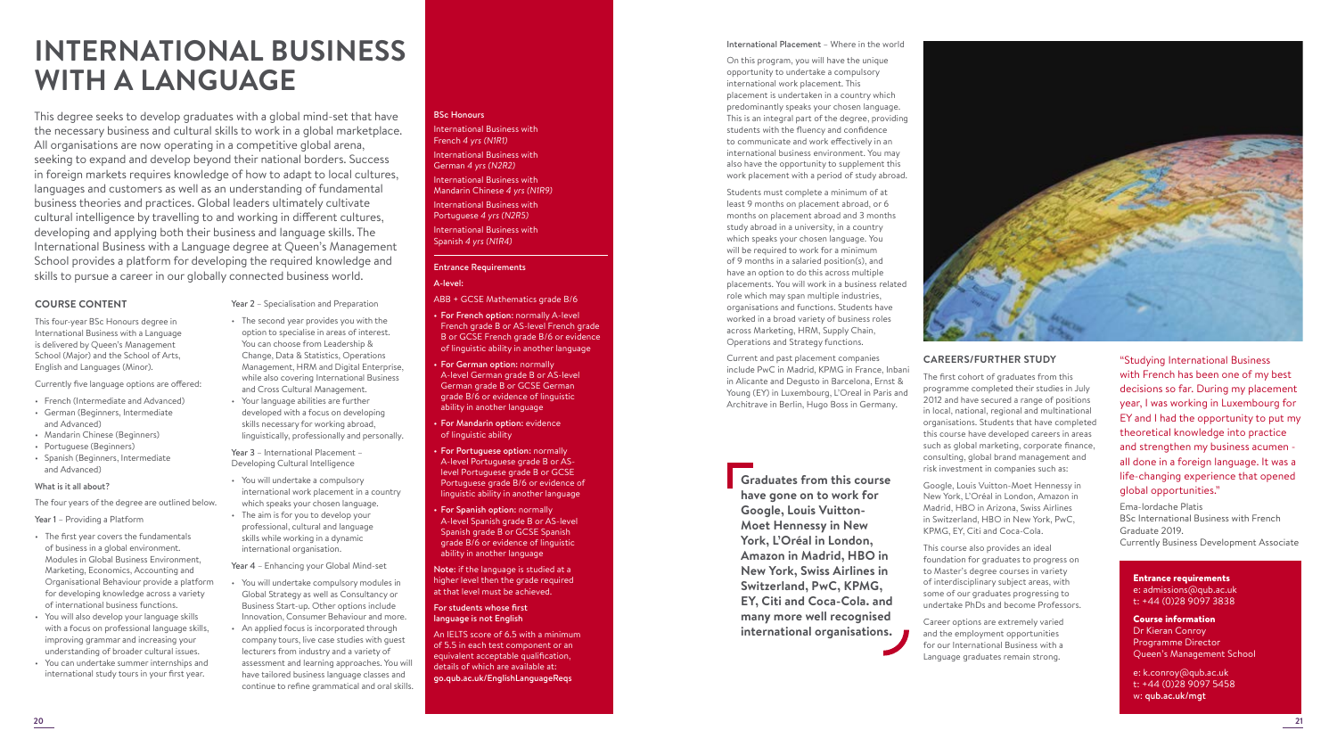# INTERNATIONAL BUSINESS WITH A LANGUAGE

This degree seeks to develop graduates with a global mind-set that have the necessary business and cultural skills to work in a global marketplace. All organisations are now operating in a competitive global arena, seeking to expand and develop beyond their national borders. Success in foreign markets requires knowledge of how to adapt to local cultures, languages and customers as well as an understanding of fundamental business theories and practices. Global leaders ultimately cultivate cultural intelligence by travelling to and working in different cultures, developing and applying both their business and language skills. The International Business with a Language degree at Queen's Management School provides a platform for developing the required knowledge and skills to pursue a career in our globally connected business world.

## COURSE CONTENT

This four-year BSc Honours degree in International Business with a Language is delivered by Queen's Management School (Major) and the School of Arts, English and Languages (Minor).

Currently five language options are offered:

- French (Intermediate and Advanced)
- German (Beginners, Intermediate and Advanced)
- Mandarin Chinese (Beginners)
- Portuguese (Beginners)
- Spanish (Beginners, Intermediate and Advanced)

**What is it all about?**

The four years of the degree are outlined below.

**Year 1** – Providing a Platform

- The first year covers the fundamentals of business in a global environment. Modules in Global Business Environment, Marketing, Economics, Accounting and Organisational Behaviour provide a platform for developing knowledge across a variety of international business functions.
- You will also develop your language skills with a focus on professional language skills, improving grammar and increasing your understanding of broader cultural issues.
- You can undertake summer internships and international study tours in your first year.

**Year 2** – Specialisation and Preparation

- The second year provides you with the option to specialise in areas of interest. You can choose from Leadership & Change, Data & Statistics, Operations Management, HRM and Digital Enterprise, while also covering International Business and Cross Cultural Management.
- Your language abilities are further developed with a focus on developing skills necessary for working abroad, linguistically, professionally and personally.

**Year 3** – International Placement – Developing Cultural Intelligence

- You will undertake a compulsory international work placement in a country which speaks your chosen language.
- The aim is for you to develop your professional, cultural and language skills while working in a dynamic international organisation.

**Year 4** – Enhancing your Global Mind-set

- You will undertake compulsory modules in Global Strategy as well as Consultancy or Business Start-up. Other options include Innovation, Consumer Behaviour and more.
- An applied focus is incorporated through company tours, live case studies with guest lecturers from industry and a variety of assessment and learning approaches. You will have tailored business language classes and continue to refine grammatical and oral skills.

**BSc Honours**

International Business with French *4 yrs (N1R1)*

International Business with German *4 yrs (N2R2)*

International Business with Mandarin Chinese *4 yrs (N1R9)*

International Business with Portuguese *4 yrs (N2R5)*

International Business with Spanish *4 yrs (N1R4)*

**Entrance Requirements**

**A-level:**

ABB + GCSE Mathematics grade B/6

- **For French option:** normally A-level French grade B or AS-level French grade B or GCSE French grade B/6 or evidence of linguistic ability in another language
- **For German option:** normally A-level German grade B or AS-level German grade B or GCSE German grade B/6 or evidence of linguistic ability in another language
- **For Mandarin option:** evidence of linguistic ability
- **For Portuguese option:** normally A-level Portuguese grade B or AS-level Portuguese grade B or GCSE Portuguese grade B/6 or evidence of linguistic ability in another language
- **For Spanish option:** normally A-level Spanish grade B or AS-level Spanish grade B or GCSE Spanish grade B/6 or evidence of linguistic ability in another language

**Note:** if the language is studied at a higher level then the grade required at that level must be achieved.

**For students whose first language is not English**

An IELTS score of 6.5 with a minimum of 5.5 in each test component or an equivalent acceptable qualification, details of which are available at: **go.qub.ac.uk/EnglishLanguageReqs**

International Placement – Where in the world

On this program, you will have the unique opportunity to undertake a compulsory international work placement. This placement is undertaken in a country which predominantly speaks your chosen language. This is an integral part of the degree, providing students with the fluency and confidence to communicate and work effectively in an international business environment. You may also have the opportunity to supplement this work placement with a period of study abroad.

Students must complete a minimum of at least 9 months on placement abroad, or 6 months on placement abroad and 3 months study abroad in a university, in a country which speaks your chosen language. You will be required to work for a minimum of 9 months in a salaried position(s), and have an option to do this across multiple placements. You will work in a business related role which may span multiple industries, organisations and functions. Students have worked in a broad variety of business roles across Marketing, HRM, Supply Chain, Operations and Strategy functions.

Current and past placement companies include PwC in Madrid, KPMG in France, Inbani in Alicante and Degusto in Barcelona, Ernst & Young (EY) in Luxembourg, L'Oreal in Paris and Architrave in Berlin, Hugo Boss in Germany.

> **Graduates from this course have gone on to work for Google, Louis Vuitton-Moet Hennessy in New York, L'Oréal in London, Amazon in Madrid, HBO in New York, Swiss Airlines in Switzerland, PwC, KPMG, EY, Citi and Coca-Cola. and many more well recognised international organisations.**

## CAREERS/FURTHER STUDY

The first cohort of graduates from this programme completed their studies in July 2012 and have secured a range of positions in local, national, regional and multinational organisations. Students that have completed this course have developed careers in areas such as global marketing, corporate finance, consulting, global brand management and risk investment in companies such as:

Google, Louis Vuitton-Moet Hennessy in New York, L'Oréal in London, Amazon in Madrid, HBO in Arizona, Swiss Airlines in Switzerland, HBO in New York, PwC, KPMG, EY, Citi and Coca-Cola.

This course also provides an ideal foundation for graduates to progress on to Master's degree courses in variety of interdisciplinary subject areas, with some of our graduates progressing to undertake PhDs and become Professors.

Career options are extremely varied and the employment opportunities for our International Business with a Language graduates remain strong.

"Studying International Business with French has been one of my best decisions so far. During my placement year, I was working in Luxembourg for EY and I had the opportunity to put my theoretical knowledge into practice and strengthen my business acumen - all done in a foreign language. It was a life-changing experience that opened global opportunities."

Ema-Iordache Platis
BSc International Business with French
Graduate 2019.
Currently Business Development Associate

**Entrance requirements**
e: admissions@qub.ac.uk
t: +44 (0)28 9097 3838

**Course information**
Dr Kieran Conroy
Programme Director
Queen's Management School

e: k.conroy@qub.ac.uk
t: +44 (0)28 9097 5458
w: **qub.ac.uk/mgt**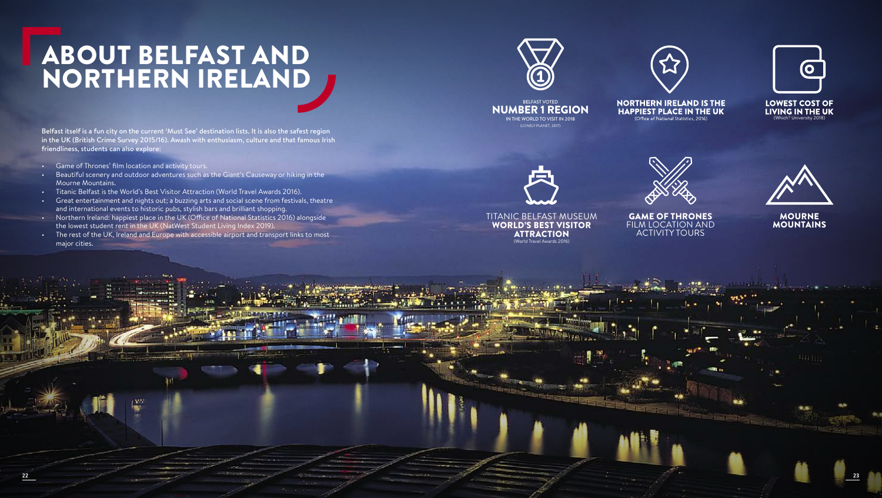# ABOUT BELFAST AND NORTHERN IRELAND

**Belfast itself is a fun city on the current 'Must See' destination lists. It is also the safest region in the UK (British Crime Survey 2015/16). Awash with enthusiasm, culture and that famous Irish friendliness, students can also explore:**

- Game of Thrones' film location and activity tours.
- Beautiful scenery and outdoor adventures such as the Giant's Causeway or hiking in the Mourne Mountains.
- Titanic Belfast is the World's Best Visitor Attraction (World Travel Awards 2016).
- Great entertainment and nights out; a buzzing arts and social scene from festivals, theatre and international events to historic pubs, stylish bars and brilliant shopping.
- Northern Ireland: happiest place in the UK (Office of National Statistics 2016) alongside the lowest student rent in the UK (NatWest Student Living Index 2019).
- The rest of the UK, Ireland and Europe with accessible airport and transport links to most major cities.

BELFAST VOTED
**NUMBER 1 REGION**
IN THE WORLD TO VISIT IN 2018
(LONELY PLANET, 2017)

**NORTHERN IRELAND IS THE HAPPIEST PLACE IN THE UK**
(Office of National Statistics, 2016)

**LOWEST COST OF LIVING IN THE UK**
(Which? University 2018)

TITANIC BELFAST MUSEUM
**WORLD'S BEST VISITOR ATTRACTION**
(World Travel Awards 2016)

**GAME OF THRONES**
FILM LOCATION AND ACTIVITY TOURS

**MOURNE MOUNTAINS**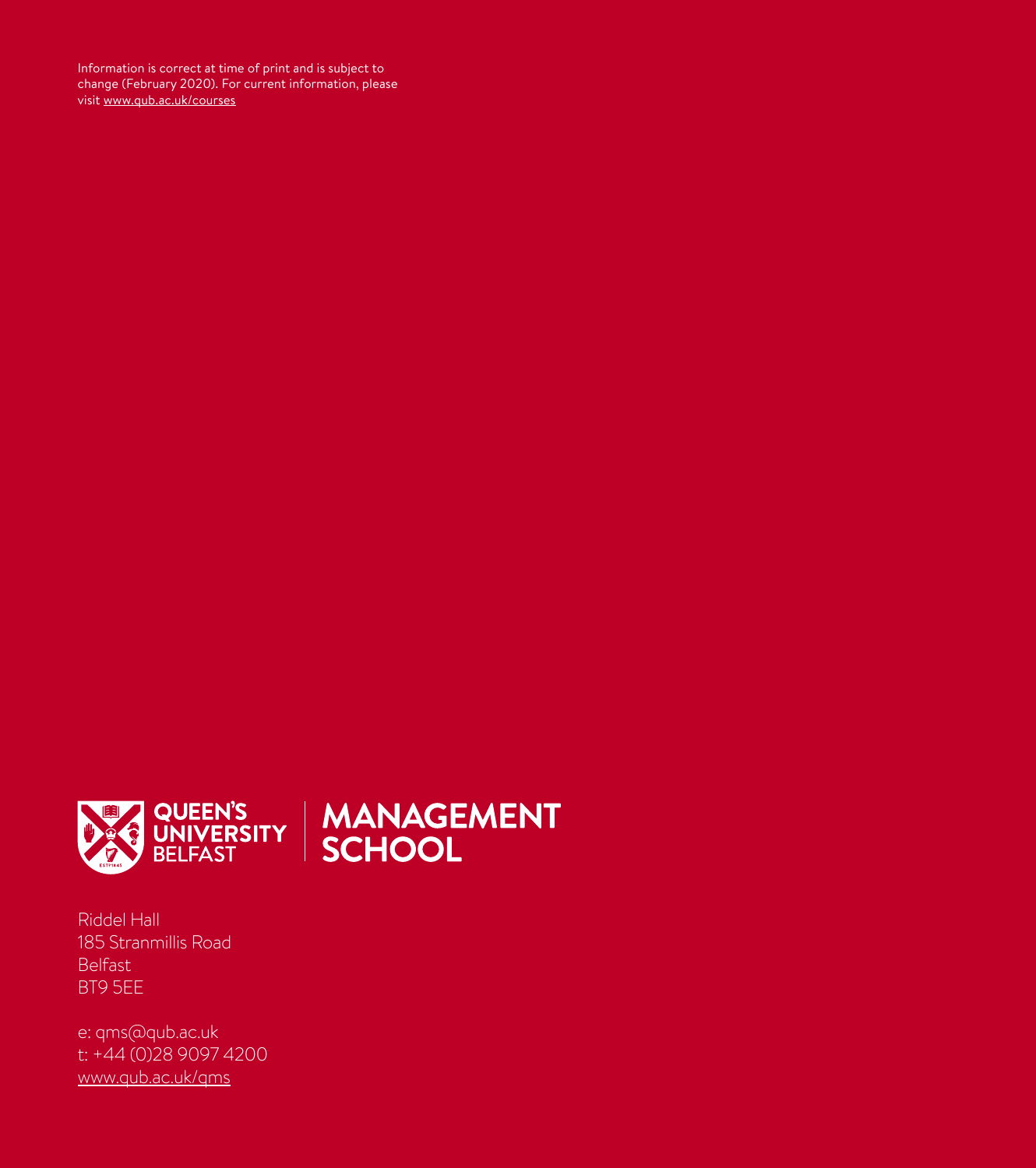Information is correct at time of print and is subject to change (February 2020). For current information, please visit www.qub.ac.uk/courses

QUEEN'S UNIVERSITY BELFAST | MANAGEMENT SCHOOL

Riddel Hall
185 Stranmillis Road
Belfast
BT9 5EE

e: qms@qub.ac.uk
t: +44 (0)28 9097 4200
www.qub.ac.uk/qms